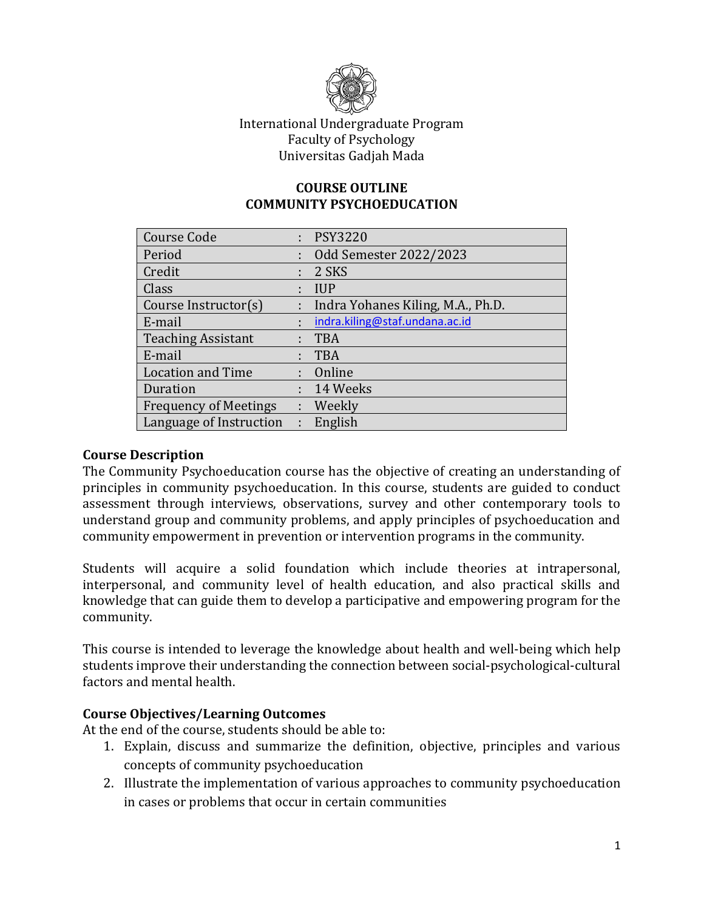International Undergraduate Program
Faculty of Psychology
Universitas Gadjah Mada

# COURSE OUTLINE
# COMMUNITY PSYCHOEDUCATION

| | | |
|---|---|---|
| Course Code | : | PSY3220 |
| Period | : | Odd Semester 2022/2023 |
| Credit | : | 2 SKS |
| Class | : | IUP |
| Course Instructor(s) | : | Indra Yohanes Kiling, M.A., Ph.D. |
| E-mail | : | indra.kiling@staf.undana.ac.id |
| Teaching Assistant | : | TBA |
| E-mail | : | TBA |
| Location and Time | : | Online |
| Duration | : | 14 Weeks |
| Frequency of Meetings | : | Weekly |
| Language of Instruction | : | English |

## Course Description

The Community Psychoeducation course has the objective of creating an understanding of principles in community psychoeducation. In this course, students are guided to conduct assessment through interviews, observations, survey and other contemporary tools to understand group and community problems, and apply principles of psychoeducation and community empowerment in prevention or intervention programs in the community.

Students will acquire a solid foundation which include theories at intrapersonal, interpersonal, and community level of health education, and also practical skills and knowledge that can guide them to develop a participative and empowering program for the community.

This course is intended to leverage the knowledge about health and well-being which help students improve their understanding the connection between social-psychological-cultural factors and mental health.

## Course Objectives/Learning Outcomes

At the end of the course, students should be able to:

1. Explain, discuss and summarize the definition, objective, principles and various concepts of community psychoeducation
2. Illustrate the implementation of various approaches to community psychoeducation in cases or problems that occur in certain communities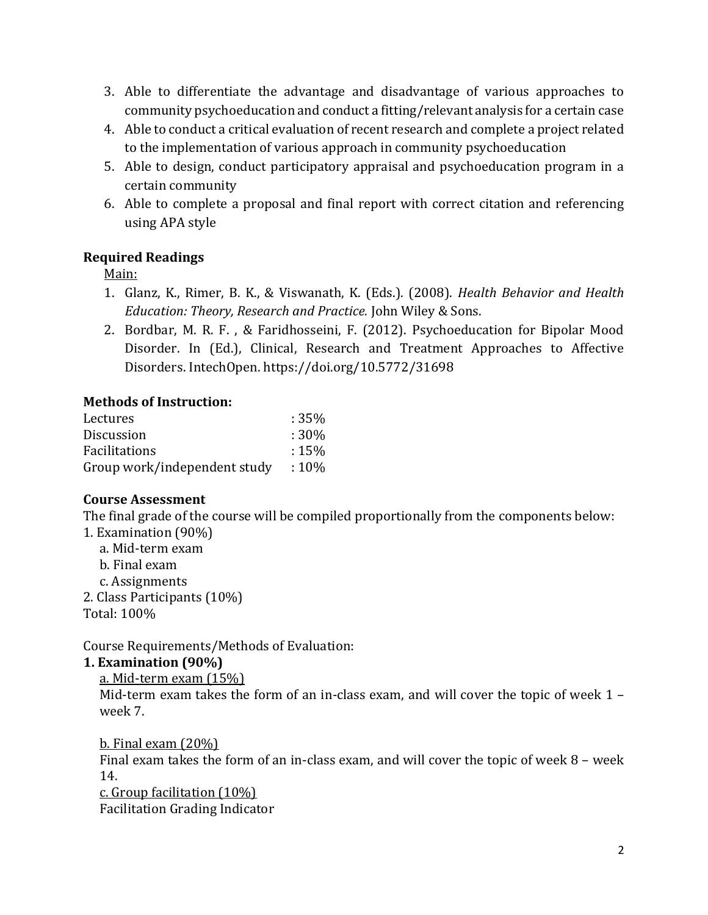3. Able to differentiate the advantage and disadvantage of various approaches to community psychoeducation and conduct a fitting/relevant analysis for a certain case
4. Able to conduct a critical evaluation of recent research and complete a project related to the implementation of various approach in community psychoeducation
5. Able to design, conduct participatory appraisal and psychoeducation program in a certain community
6. Able to complete a proposal and final report with correct citation and referencing using APA style

**Required Readings**

Main:

1. Glanz, K., Rimer, B. K., & Viswanath, K. (Eds.). (2008). *Health Behavior and Health Education: Theory, Research and Practice.* John Wiley & Sons.
2. Bordbar, M. R. F. , & Faridhosseini, F. (2012). Psychoeducation for Bipolar Mood Disorder. In (Ed.), Clinical, Research and Treatment Approaches to Affective Disorders. IntechOpen. https://doi.org/10.5772/31698

**Methods of Instruction:**

| | |
|---|---|
| Lectures | : 35% |
| Discussion | : 30% |
| Facilitations | : 15% |
| Group work/independent study | : 10% |

**Course Assessment**

The final grade of the course will be compiled proportionally from the components below:

1. Examination (90%)
   a. Mid-term exam
   b. Final exam
   c. Assignments
2. Class Participants (10%)

Total: 100%

Course Requirements/Methods of Evaluation:

**1. Examination (90%)**

a. Mid-term exam (15%)

Mid-term exam takes the form of an in-class exam, and will cover the topic of week 1 – week 7.

b. Final exam (20%)

Final exam takes the form of an in-class exam, and will cover the topic of week 8 – week 14.

c. Group facilitation (10%)

Facilitation Grading Indicator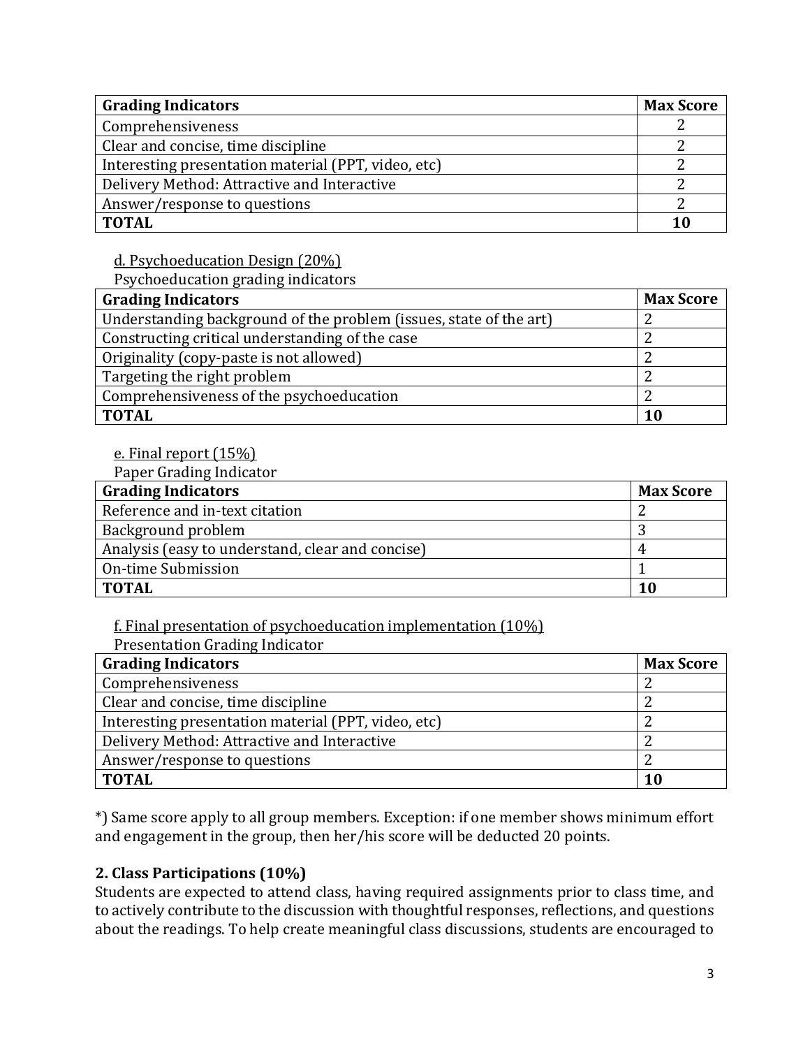| Grading Indicators | Max Score |
| --- | --- |
| Comprehensiveness | 2 |
| Clear and concise, time discipline | 2 |
| Interesting presentation material (PPT, video, etc) | 2 |
| Delivery Method: Attractive and Interactive | 2 |
| Answer/response to questions | 2 |
| **TOTAL** | **10** |

d. Psychoeducation Design (20%)

Psychoeducation grading indicators

| Grading Indicators | Max Score |
| --- | --- |
| Understanding background of the problem (issues, state of the art) | 2 |
| Constructing critical understanding of the case | 2 |
| Originality (copy-paste is not allowed) | 2 |
| Targeting the right problem | 2 |
| Comprehensiveness of the psychoeducation | 2 |
| **TOTAL** | **10** |

e. Final report (15%)

Paper Grading Indicator

| Grading Indicators | Max Score |
| --- | --- |
| Reference and in-text citation | 2 |
| Background problem | 3 |
| Analysis (easy to understand, clear and concise) | 4 |
| On-time Submission | 1 |
| **TOTAL** | **10** |

f. Final presentation of psychoeducation implementation (10%)

Presentation Grading Indicator

| Grading Indicators | Max Score |
| --- | --- |
| Comprehensiveness | 2 |
| Clear and concise, time discipline | 2 |
| Interesting presentation material (PPT, video, etc) | 2 |
| Delivery Method: Attractive and Interactive | 2 |
| Answer/response to questions | 2 |
| **TOTAL** | **10** |

*) Same score apply to all group members. Exception: if one member shows minimum effort and engagement in the group, then her/his score will be deducted 20 points.

## 2. Class Participations (10%)

Students are expected to attend class, having required assignments prior to class time, and to actively contribute to the discussion with thoughtful responses, reflections, and questions about the readings. To help create meaningful class discussions, students are encouraged to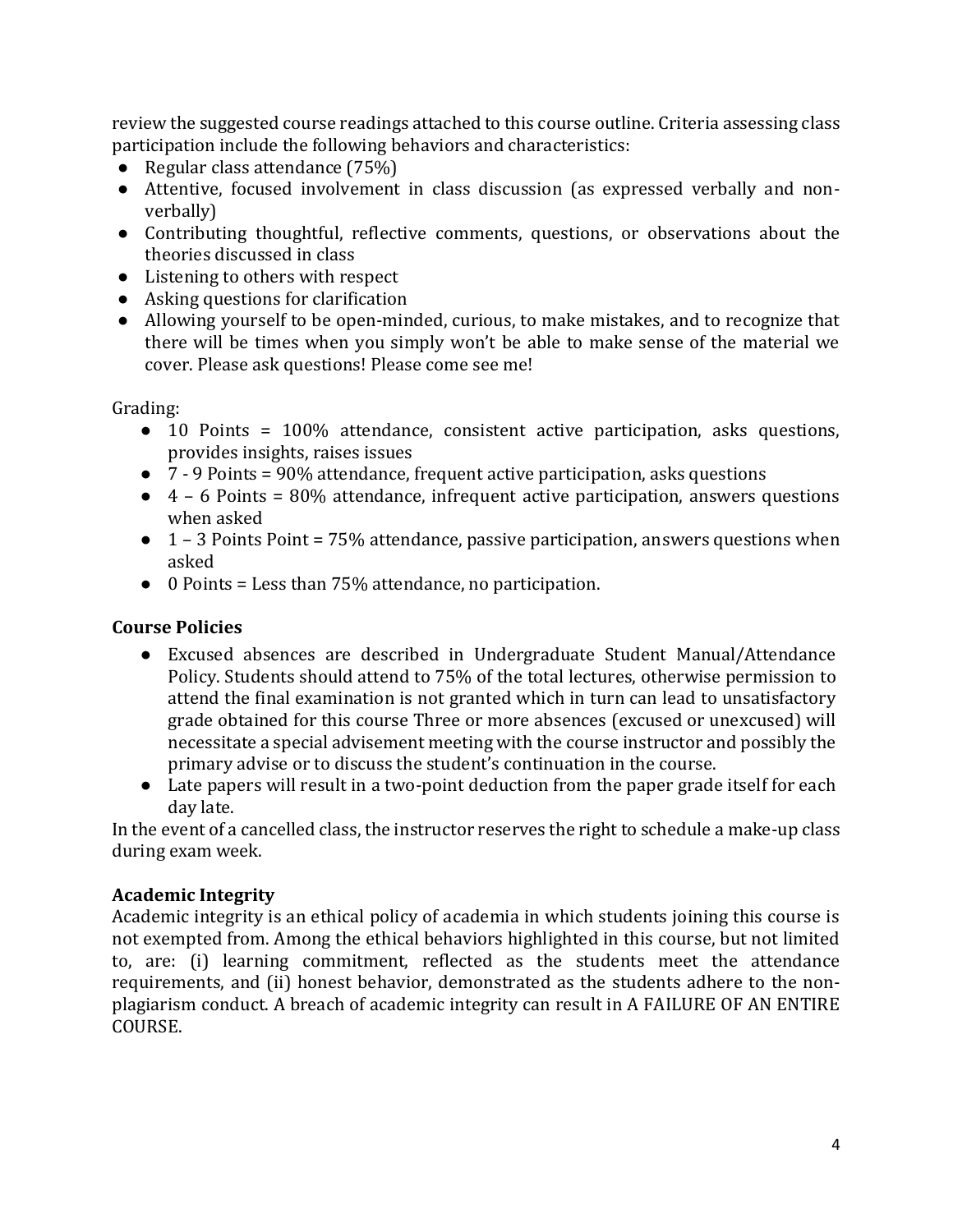review the suggested course readings attached to this course outline. Criteria assessing class participation include the following behaviors and characteristics:

- Regular class attendance (75%)
- Attentive, focused involvement in class discussion (as expressed verbally and non-verbally)
- Contributing thoughtful, reflective comments, questions, or observations about the theories discussed in class
- Listening to others with respect
- Asking questions for clarification
- Allowing yourself to be open-minded, curious, to make mistakes, and to recognize that there will be times when you simply won't be able to make sense of the material we cover. Please ask questions! Please come see me!

Grading:

- 10 Points = 100% attendance, consistent active participation, asks questions, provides insights, raises issues
- 7 - 9 Points = 90% attendance, frequent active participation, asks questions
- 4 – 6 Points = 80% attendance, infrequent active participation, answers questions when asked
- 1 – 3 Points Point = 75% attendance, passive participation, answers questions when asked
- 0 Points = Less than 75% attendance, no participation.

### Course Policies

- Excused absences are described in Undergraduate Student Manual/Attendance Policy. Students should attend to 75% of the total lectures, otherwise permission to attend the final examination is not granted which in turn can lead to unsatisfactory grade obtained for this course Three or more absences (excused or unexcused) will necessitate a special advisement meeting with the course instructor and possibly the primary advise or to discuss the student's continuation in the course.
- Late papers will result in a two-point deduction from the paper grade itself for each day late.

In the event of a cancelled class, the instructor reserves the right to schedule a make-up class during exam week.

### Academic Integrity

Academic integrity is an ethical policy of academia in which students joining this course is not exempted from. Among the ethical behaviors highlighted in this course, but not limited to, are: (i) learning commitment, reflected as the students meet the attendance requirements, and (ii) honest behavior, demonstrated as the students adhere to the non-plagiarism conduct. A breach of academic integrity can result in A FAILURE OF AN ENTIRE COURSE.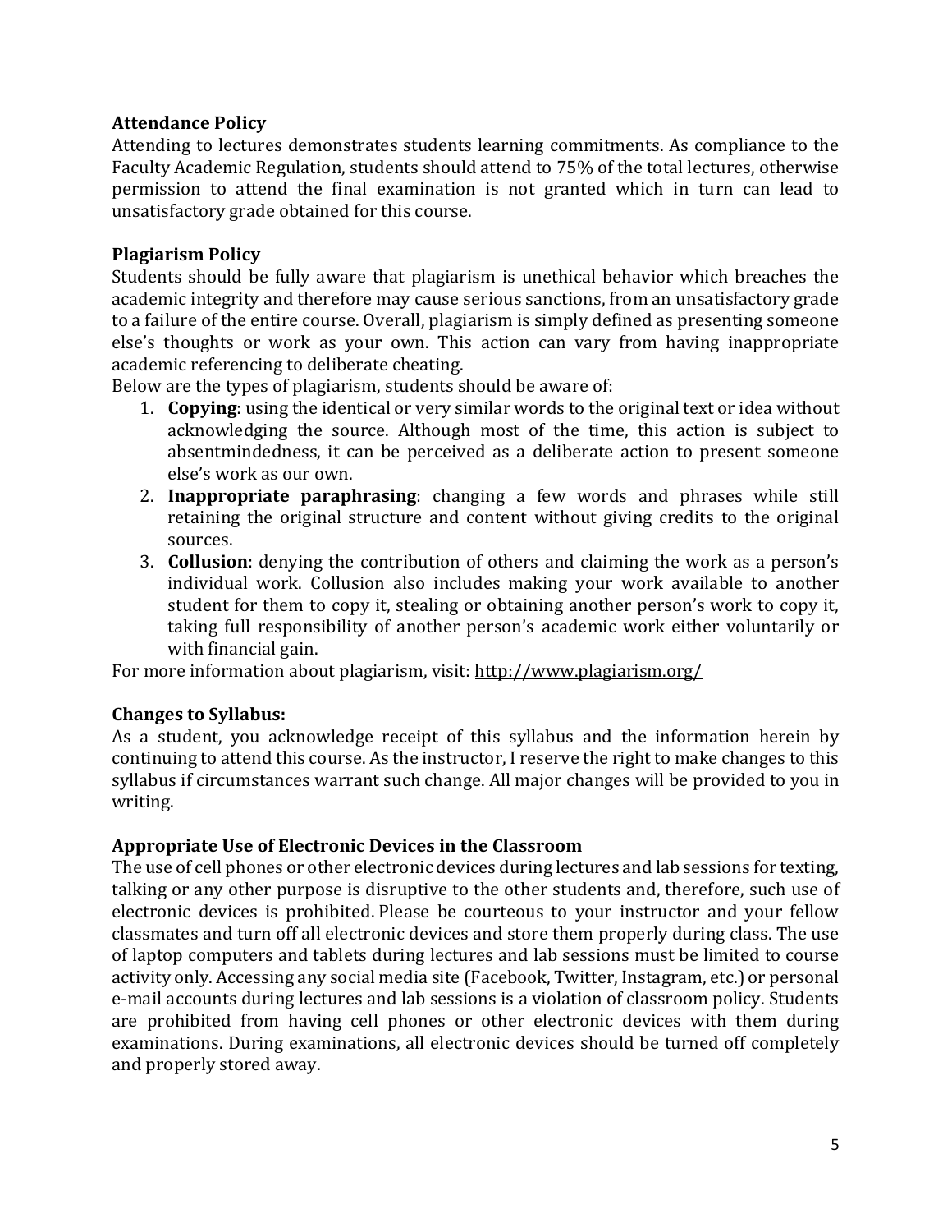### Attendance Policy

Attending to lectures demonstrates students learning commitments. As compliance to the Faculty Academic Regulation, students should attend to 75% of the total lectures, otherwise permission to attend the final examination is not granted which in turn can lead to unsatisfactory grade obtained for this course.

### Plagiarism Policy

Students should be fully aware that plagiarism is unethical behavior which breaches the academic integrity and therefore may cause serious sanctions, from an unsatisfactory grade to a failure of the entire course. Overall, plagiarism is simply defined as presenting someone else's thoughts or work as your own. This action can vary from having inappropriate academic referencing to deliberate cheating.

Below are the types of plagiarism, students should be aware of:

1. **Copying**: using the identical or very similar words to the original text or idea without acknowledging the source. Although most of the time, this action is subject to absentmindedness, it can be perceived as a deliberate action to present someone else's work as our own.
2. **Inappropriate paraphrasing**: changing a few words and phrases while still retaining the original structure and content without giving credits to the original sources.
3. **Collusion**: denying the contribution of others and claiming the work as a person's individual work. Collusion also includes making your work available to another student for them to copy it, stealing or obtaining another person's work to copy it, taking full responsibility of another person's academic work either voluntarily or with financial gain.

For more information about plagiarism, visit: http://www.plagiarism.org/

### Changes to Syllabus:

As a student, you acknowledge receipt of this syllabus and the information herein by continuing to attend this course. As the instructor, I reserve the right to make changes to this syllabus if circumstances warrant such change. All major changes will be provided to you in writing.

### Appropriate Use of Electronic Devices in the Classroom

The use of cell phones or other electronic devices during lectures and lab sessions for texting, talking or any other purpose is disruptive to the other students and, therefore, such use of electronic devices is prohibited. Please be courteous to your instructor and your fellow classmates and turn off all electronic devices and store them properly during class. The use of laptop computers and tablets during lectures and lab sessions must be limited to course activity only. Accessing any social media site (Facebook, Twitter, Instagram, etc.) or personal e-mail accounts during lectures and lab sessions is a violation of classroom policy. Students are prohibited from having cell phones or other electronic devices with them during examinations. During examinations, all electronic devices should be turned off completely and properly stored away.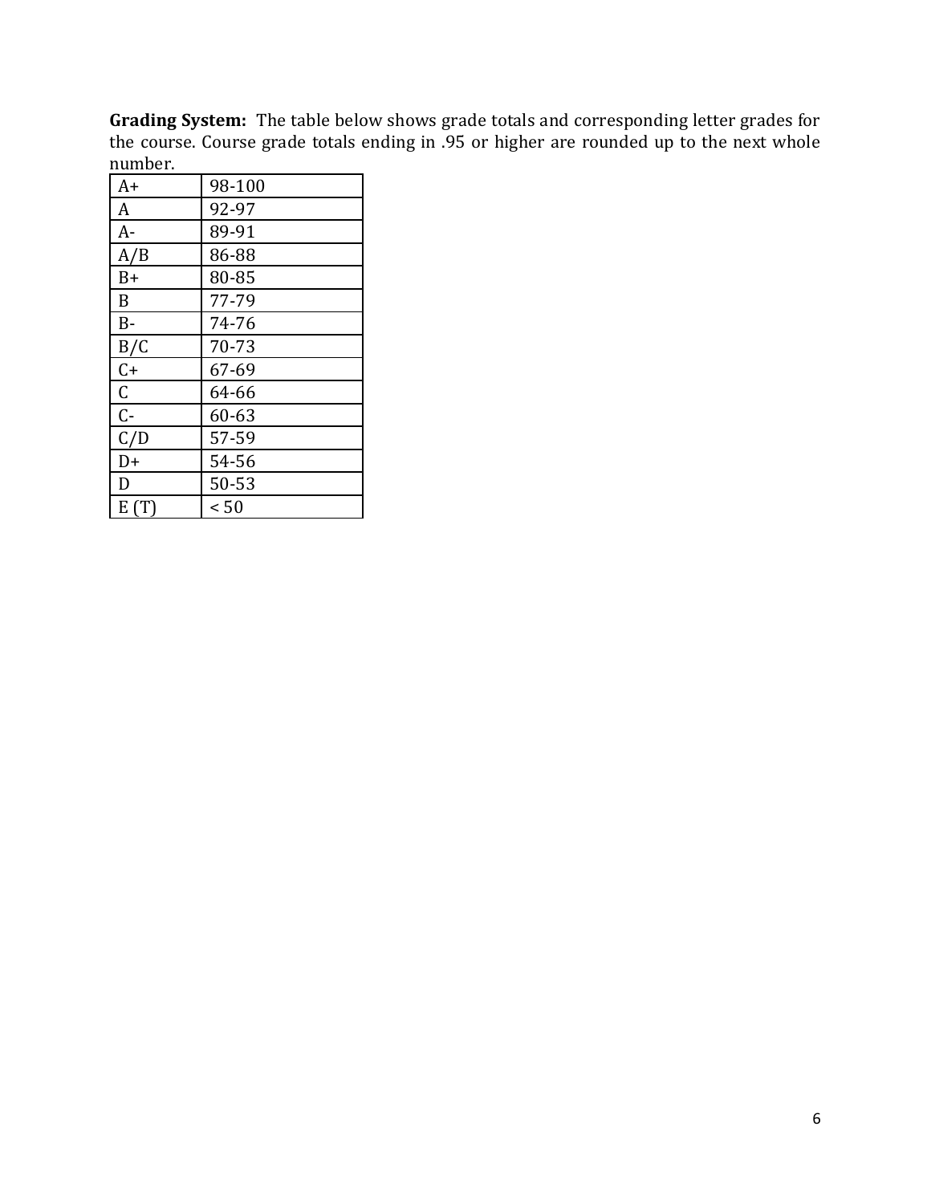**Grading System:** The table below shows grade totals and corresponding letter grades for the course. Course grade totals ending in .95 or higher are rounded up to the next whole number.

| | |
|---|---|
| A+ | 98-100 |
| A | 92-97 |
| A- | 89-91 |
| A/B | 86-88 |
| B+ | 80-85 |
| B | 77-79 |
| B- | 74-76 |
| B/C | 70-73 |
| C+ | 67-69 |
| C | 64-66 |
| C- | 60-63 |
| C/D | 57-59 |
| D+ | 54-56 |
| D | 50-53 |
| E (T) | < 50 |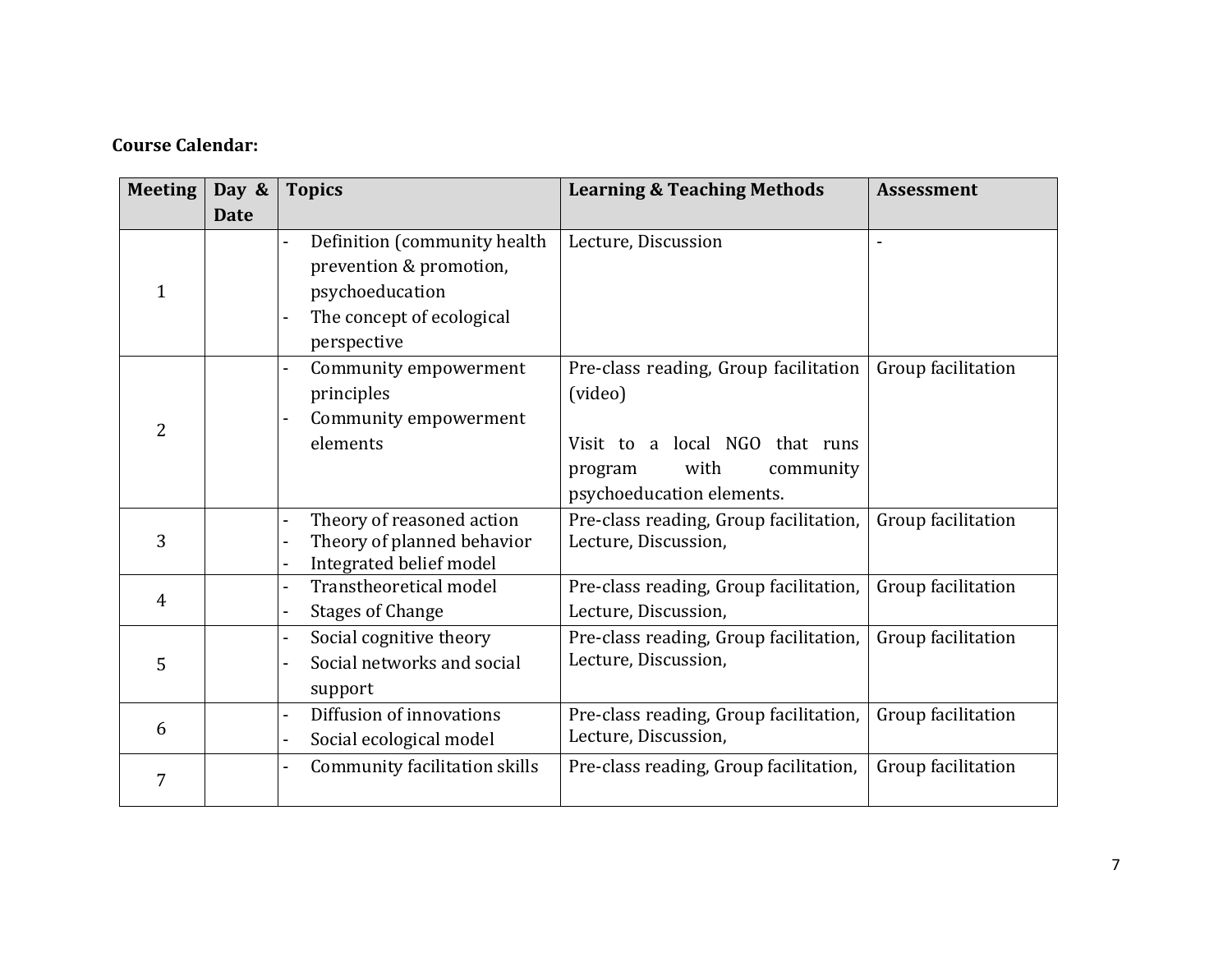**Course Calendar:**

| Meeting | Day & Date | Topics | Learning & Teaching Methods | Assessment |
|---|---|---|---|---|
| 1 | | - Definition (community health prevention & promotion, psychoeducation<br>- The concept of ecological perspective | Lecture, Discussion | - |
| 2 | | - Community empowerment principles<br>- Community empowerment elements | Pre-class reading, Group facilitation (video)<br><br>Visit to a local NGO that runs program with community psychoeducation elements. | Group facilitation |
| 3 | | - Theory of reasoned action<br>- Theory of planned behavior<br>- Integrated belief model | Pre-class reading, Group facilitation, Lecture, Discussion, | Group facilitation |
| 4 | | - Transtheoretical model<br>- Stages of Change | Pre-class reading, Group facilitation, Lecture, Discussion, | Group facilitation |
| 5 | | - Social cognitive theory<br>- Social networks and social support | Pre-class reading, Group facilitation, Lecture, Discussion, | Group facilitation |
| 6 | | - Diffusion of innovations<br>- Social ecological model | Pre-class reading, Group facilitation, Lecture, Discussion, | Group facilitation |
| 7 | | - Community facilitation skills | Pre-class reading, Group facilitation, | Group facilitation |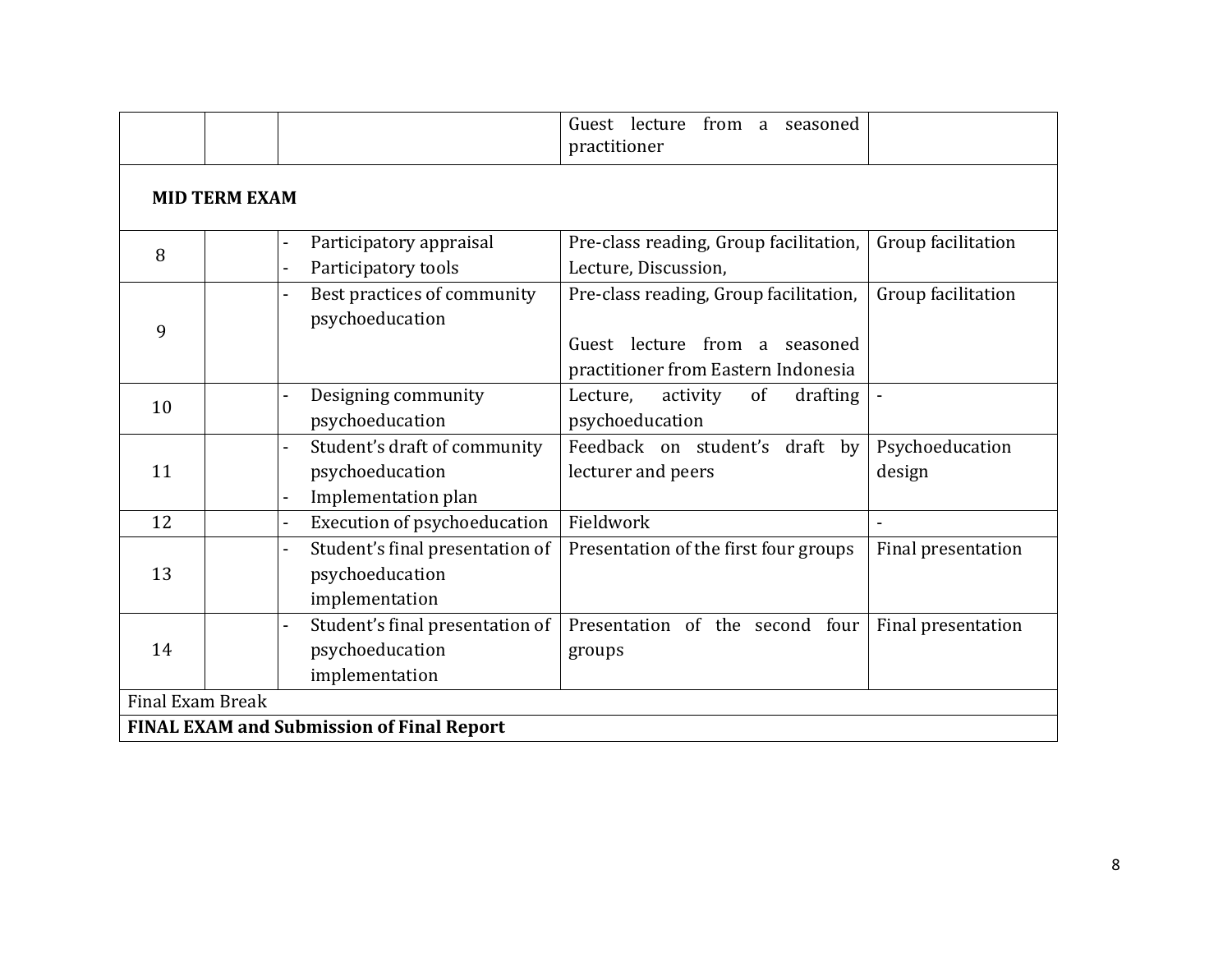| | | | | |
|---|---|---|---|---|
| | | | Guest lecture from a seasoned practitioner | |
| **MID TERM EXAM** | | | | |
| 8 | | - Participatory appraisal<br>- Participatory tools | Pre-class reading, Group facilitation, Lecture, Discussion, | Group facilitation |
| 9 | | - Best practices of community psychoeducation | Pre-class reading, Group facilitation,<br><br>Guest lecture from a seasoned practitioner from Eastern Indonesia | Group facilitation |
| 10 | | - Designing community psychoeducation | Lecture, activity of drafting psychoeducation | - |
| 11 | | - Student's draft of community psychoeducation<br>- Implementation plan | Feedback on student's draft by lecturer and peers | Psychoeducation design |
| 12 | | - Execution of psychoeducation | Fieldwork | - |
| 13 | | - Student's final presentation of psychoeducation implementation | Presentation of the first four groups | Final presentation |
| 14 | | - Student's final presentation of psychoeducation implementation | Presentation of the second four groups | Final presentation |
| Final Exam Break | | | | |
| **FINAL EXAM and Submission of Final Report** | | | | |